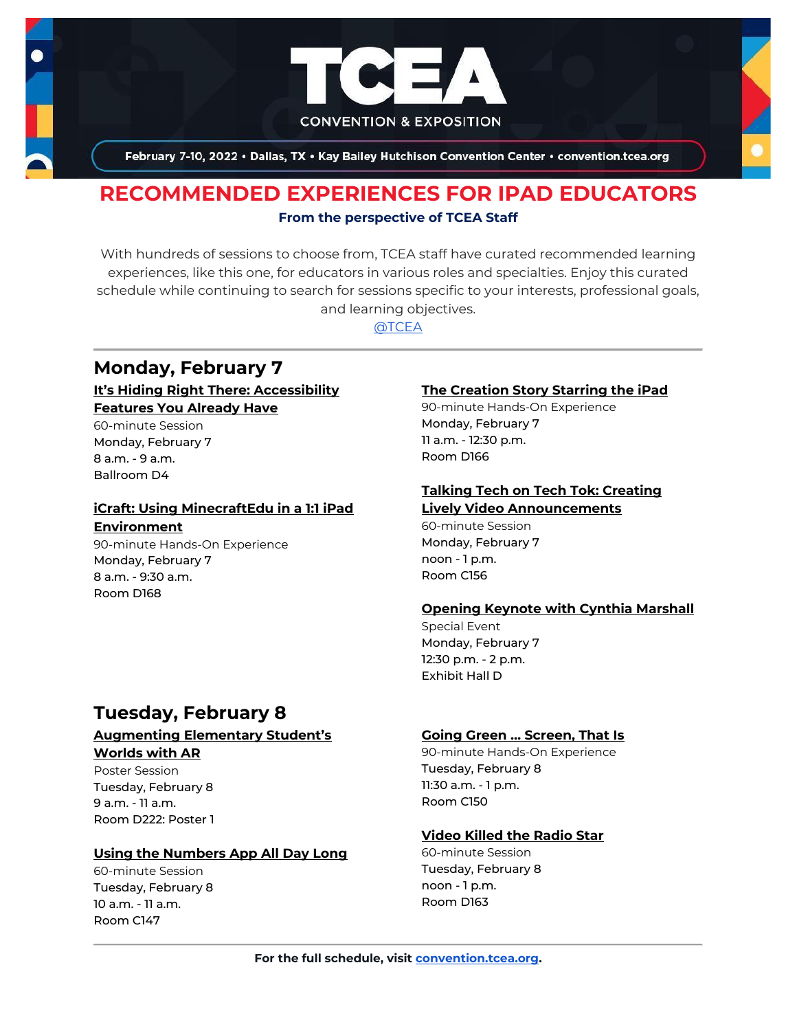# TCEA

CONVENTION & EXPOSITION

February 7-10, 2022 • Dallas, TX • Kay Bailey Hutchison Convention Center • convention.tcea.org

## RECOMMENDED EXPERIENCES FOR IPAD EDUCATORS

**From the perspective of TCEA Staff**

With hundreds of sessions to choose from, TCEA staff have curated recommended learning experiences, like this one, for educators in various roles and specialties. Enjoy this curated schedule while continuing to search for sessions specific to your interests, professional goals, and learning objectives.

@TCEA

---

## Monday, February 7

**It's Hiding Right There: Accessibility Features You Already Have**
60-minute Session
Monday, February 7
8 a.m. - 9 a.m.
Ballroom D4

**iCraft: Using MinecraftEdu in a 1:1 iPad Environment**
90-minute Hands-On Experience
Monday, February 7
8 a.m. - 9:30 a.m.
Room D168

**The Creation Story Starring the iPad**
90-minute Hands-On Experience
Monday, February 7
11 a.m. - 12:30 p.m.
Room D166

**Talking Tech on Tech Tok: Creating Lively Video Announcements**
60-minute Session
Monday, February 7
noon - 1 p.m.
Room C156

**Opening Keynote with Cynthia Marshall**
Special Event
Monday, February 7
12:30 p.m. - 2 p.m.
Exhibit Hall D

## Tuesday, February 8

**Augmenting Elementary Student's Worlds with AR**
Poster Session
Tuesday, February 8
9 a.m. - 11 a.m.
Room D222: Poster 1

**Using the Numbers App All Day Long**
60-minute Session
Tuesday, February 8
10 a.m. - 11 a.m.
Room C147

**Going Green … Screen, That Is**
90-minute Hands-On Experience
Tuesday, February 8
11:30 a.m. - 1 p.m.
Room C150

**Video Killed the Radio Star**
60-minute Session
Tuesday, February 8
noon - 1 p.m.
Room D163

---

**For the full schedule, visit convention.tcea.org.**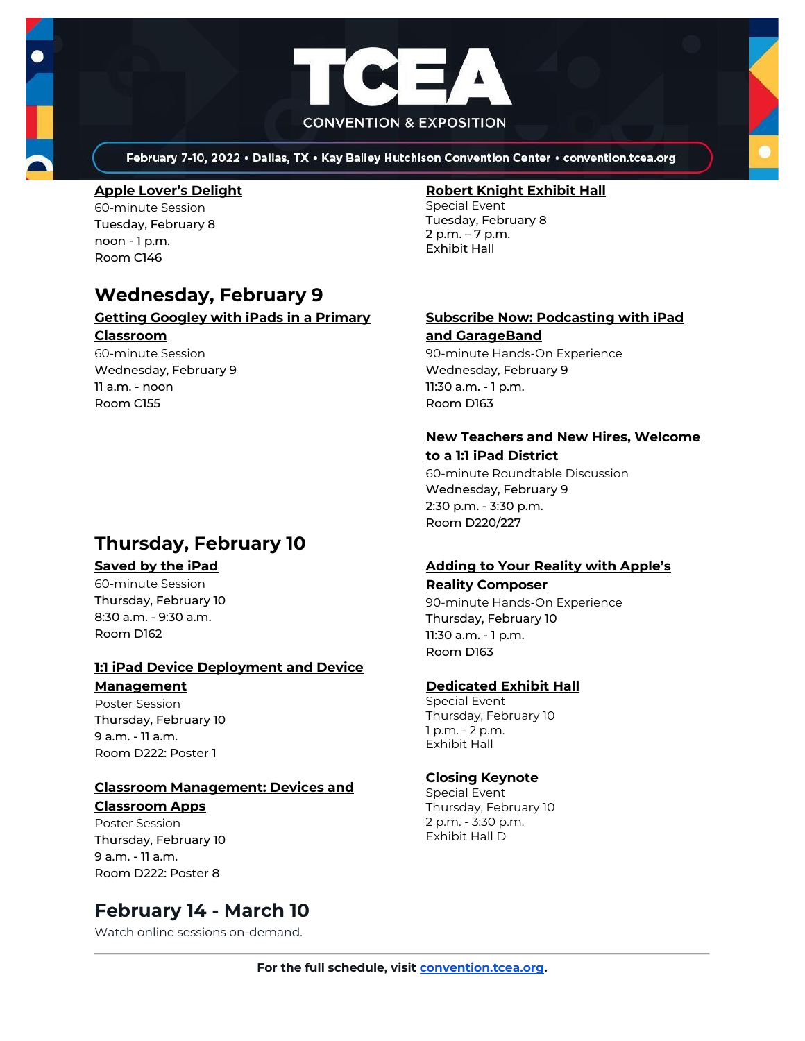TCEA

CONVENTION & EXPOSITION

February 7-10, 2022 • Dallas, TX • Kay Bailey Hutchison Convention Center • convention.tcea.org

**Apple Lover's Delight**
60-minute Session
Tuesday, February 8
noon - 1 p.m.
Room C146

**Robert Knight Exhibit Hall**
Special Event
Tuesday, February 8
2 p.m. – 7 p.m.
Exhibit Hall

## Wednesday, February 9

**Getting Googley with iPads in a Primary Classroom**
60-minute Session
Wednesday, February 9
11 a.m. - noon
Room C155

**Subscribe Now: Podcasting with iPad and GarageBand**
90-minute Hands-On Experience
Wednesday, February 9
11:30 a.m. - 1 p.m.
Room D163

**New Teachers and New Hires, Welcome to a 1:1 iPad District**
60-minute Roundtable Discussion
Wednesday, February 9
2:30 p.m. - 3:30 p.m.
Room D220/227

## Thursday, February 10

**Saved by the iPad**
60-minute Session
Thursday, February 10
8:30 a.m. - 9:30 a.m.
Room D162

**1:1 iPad Device Deployment and Device Management**
Poster Session
Thursday, February 10
9 a.m. - 11 a.m.
Room D222: Poster 1

**Classroom Management: Devices and Classroom Apps**
Poster Session
Thursday, February 10
9 a.m. - 11 a.m.
Room D222: Poster 8

**Adding to Your Reality with Apple's Reality Composer**
90-minute Hands-On Experience
Thursday, February 10
11:30 a.m. - 1 p.m.
Room D163

**Dedicated Exhibit Hall**
Special Event
Thursday, February 10
1 p.m. - 2 p.m.
Exhibit Hall

**Closing Keynote**
Special Event
Thursday, February 10
2 p.m. - 3:30 p.m.
Exhibit Hall D

## February 14 - March 10

Watch online sessions on-demand.

---

**For the full schedule, visit convention.tcea.org.**